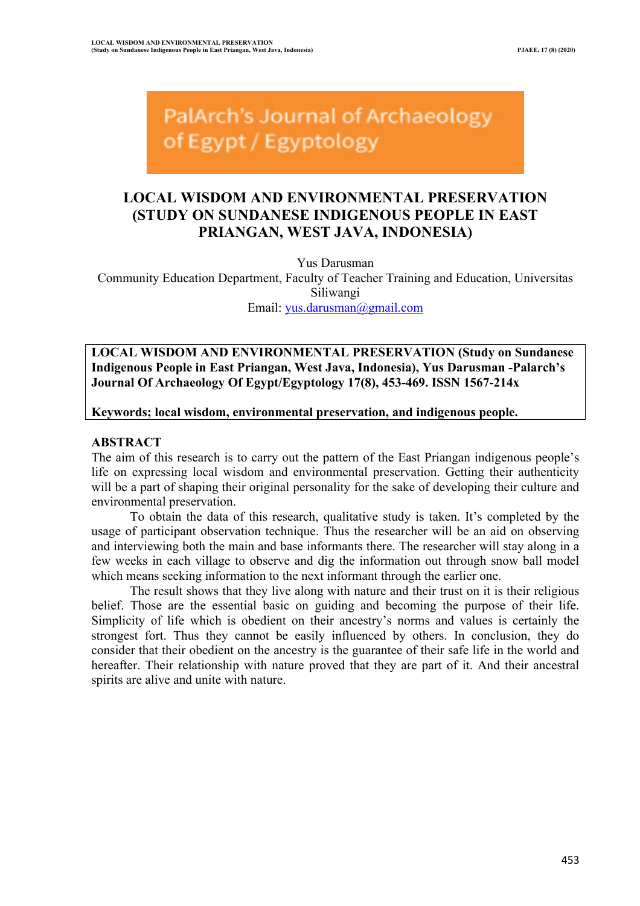PalArch's Journal of Archaeology of Egypt / Egyptology

# LOCAL WISDOM AND ENVIRONMENTAL PRESERVATION (STUDY ON SUNDANESE INDIGENOUS PEOPLE IN EAST PRIANGAN, WEST JAVA, INDONESIA)

Yus Darusman

Community Education Department, Faculty of Teacher Training and Education, Universitas Siliwangi

Email: yus.darusman@gmail.com

**LOCAL WISDOM AND ENVIRONMENTAL PRESERVATION (Study on Sundanese Indigenous People in East Priangan, West Java, Indonesia), Yus Darusman -Palarch's Journal Of Archaeology Of Egypt/Egyptology 17(8), 453-469. ISSN 1567-214x**

**Keywords; local wisdom, environmental preservation, and indigenous people.**

## ABSTRACT

The aim of this research is to carry out the pattern of the East Priangan indigenous people's life on expressing local wisdom and environmental preservation. Getting their authenticity will be a part of shaping their original personality for the sake of developing their culture and environmental preservation.

To obtain the data of this research, qualitative study is taken. It's completed by the usage of participant observation technique. Thus the researcher will be an aid on observing and interviewing both the main and base informants there. The researcher will stay along in a few weeks in each village to observe and dig the information out through snow ball model which means seeking information to the next informant through the earlier one.

The result shows that they live along with nature and their trust on it is their religious belief. Those are the essential basic on guiding and becoming the purpose of their life. Simplicity of life which is obedient on their ancestry's norms and values is certainly the strongest fort. Thus they cannot be easily influenced by others. In conclusion, they do consider that their obedient on the ancestry is the guarantee of their safe life in the world and hereafter. Their relationship with nature proved that they are part of it. And their ancestral spirits are alive and unite with nature.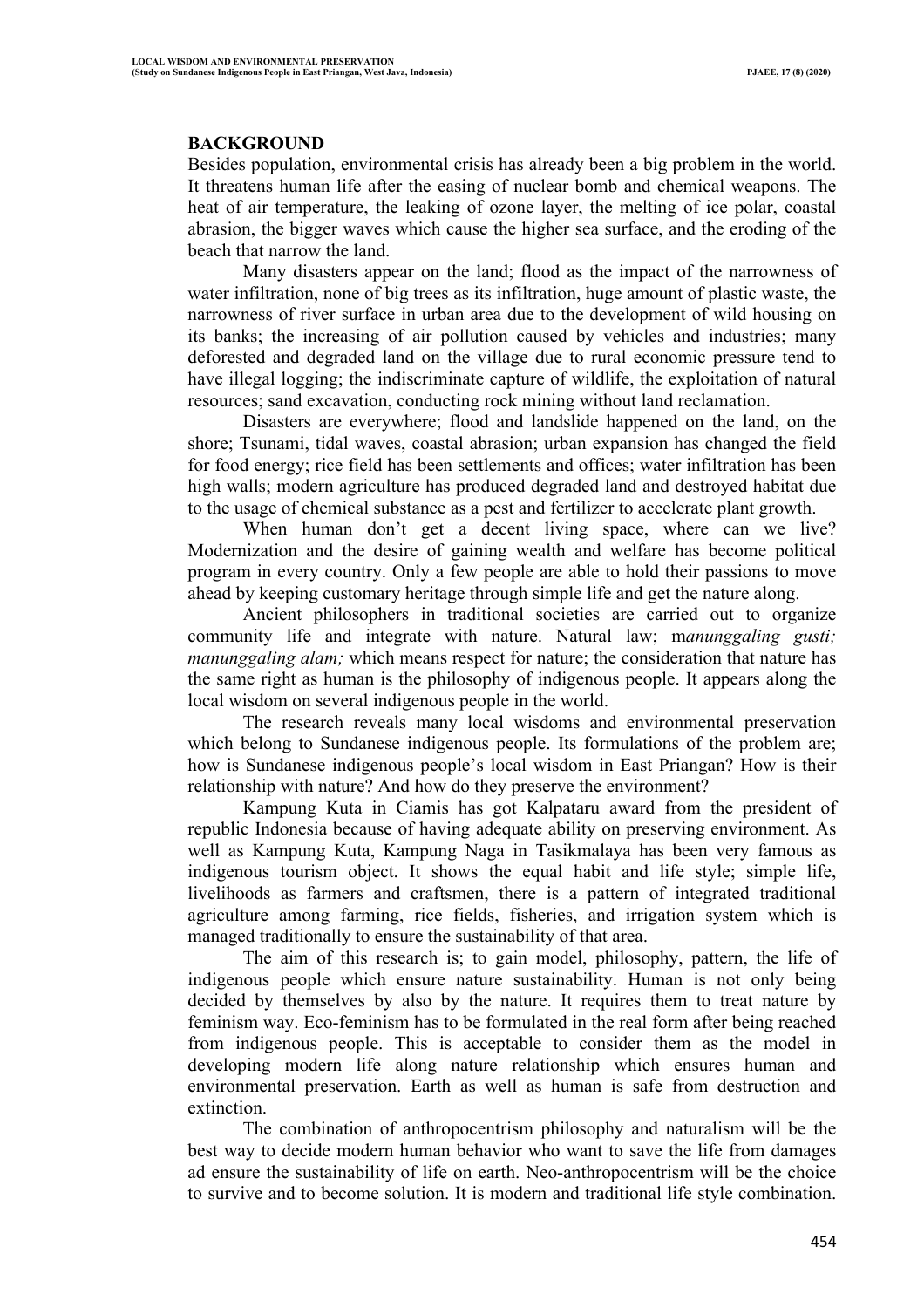## BACKGROUND

Besides population, environmental crisis has already been a big problem in the world. It threatens human life after the easing of nuclear bomb and chemical weapons. The heat of air temperature, the leaking of ozone layer, the melting of ice polar, coastal abrasion, the bigger waves which cause the higher sea surface, and the eroding of the beach that narrow the land.

Many disasters appear on the land; flood as the impact of the narrowness of water infiltration, none of big trees as its infiltration, huge amount of plastic waste, the narrowness of river surface in urban area due to the development of wild housing on its banks; the increasing of air pollution caused by vehicles and industries; many deforested and degraded land on the village due to rural economic pressure tend to have illegal logging; the indiscriminate capture of wildlife, the exploitation of natural resources; sand excavation, conducting rock mining without land reclamation.

Disasters are everywhere; flood and landslide happened on the land, on the shore; Tsunami, tidal waves, coastal abrasion; urban expansion has changed the field for food energy; rice field has been settlements and offices; water infiltration has been high walls; modern agriculture has produced degraded land and destroyed habitat due to the usage of chemical substance as a pest and fertilizer to accelerate plant growth.

When human don't get a decent living space, where can we live? Modernization and the desire of gaining wealth and welfare has become political program in every country. Only a few people are able to hold their passions to move ahead by keeping customary heritage through simple life and get the nature along.

Ancient philosophers in traditional societies are carried out to organize community life and integrate with nature. Natural law; m*anunggaling gusti; manunggaling alam;* which means respect for nature; the consideration that nature has the same right as human is the philosophy of indigenous people. It appears along the local wisdom on several indigenous people in the world.

The research reveals many local wisdoms and environmental preservation which belong to Sundanese indigenous people. Its formulations of the problem are; how is Sundanese indigenous people's local wisdom in East Priangan? How is their relationship with nature? And how do they preserve the environment?

Kampung Kuta in Ciamis has got Kalpataru award from the president of republic Indonesia because of having adequate ability on preserving environment. As well as Kampung Kuta, Kampung Naga in Tasikmalaya has been very famous as indigenous tourism object. It shows the equal habit and life style; simple life, livelihoods as farmers and craftsmen, there is a pattern of integrated traditional agriculture among farming, rice fields, fisheries, and irrigation system which is managed traditionally to ensure the sustainability of that area.

The aim of this research is; to gain model, philosophy, pattern, the life of indigenous people which ensure nature sustainability. Human is not only being decided by themselves by also by the nature. It requires them to treat nature by feminism way. Eco-feminism has to be formulated in the real form after being reached from indigenous people. This is acceptable to consider them as the model in developing modern life along nature relationship which ensures human and environmental preservation. Earth as well as human is safe from destruction and extinction.

The combination of anthropocentrism philosophy and naturalism will be the best way to decide modern human behavior who want to save the life from damages ad ensure the sustainability of life on earth. Neo-anthropocentrism will be the choice to survive and to become solution. It is modern and traditional life style combination.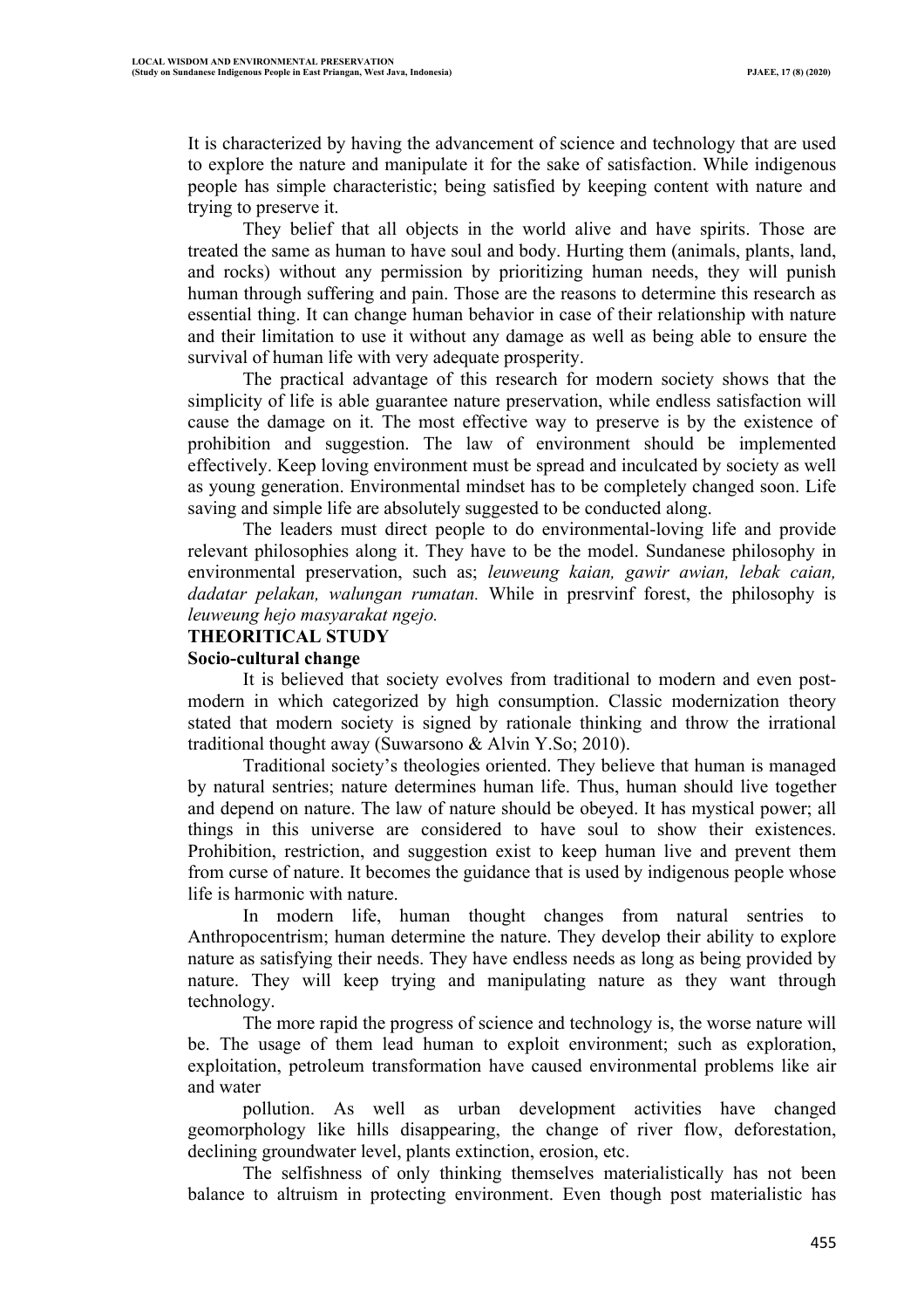It is characterized by having the advancement of science and technology that are used to explore the nature and manipulate it for the sake of satisfaction. While indigenous people has simple characteristic; being satisfied by keeping content with nature and trying to preserve it.

They belief that all objects in the world alive and have spirits. Those are treated the same as human to have soul and body. Hurting them (animals, plants, land, and rocks) without any permission by prioritizing human needs, they will punish human through suffering and pain. Those are the reasons to determine this research as essential thing. It can change human behavior in case of their relationship with nature and their limitation to use it without any damage as well as being able to ensure the survival of human life with very adequate prosperity.

The practical advantage of this research for modern society shows that the simplicity of life is able guarantee nature preservation, while endless satisfaction will cause the damage on it. The most effective way to preserve is by the existence of prohibition and suggestion. The law of environment should be implemented effectively. Keep loving environment must be spread and inculcated by society as well as young generation. Environmental mindset has to be completely changed soon. Life saving and simple life are absolutely suggested to be conducted along.

The leaders must direct people to do environmental-loving life and provide relevant philosophies along it. They have to be the model. Sundanese philosophy in environmental preservation, such as; *leuweung kaian, gawir awian, lebak caian, dadatar pelakan, walungan rumatan.* While in presrvinf forest, the philosophy is *leuweung hejo masyarakat ngejo.*

## THEORITICAL STUDY

### Socio-cultural change

It is believed that society evolves from traditional to modern and even post-modern in which categorized by high consumption. Classic modernization theory stated that modern society is signed by rationale thinking and throw the irrational traditional thought away (Suwarsono & Alvin Y.So; 2010).

Traditional society's theologies oriented. They believe that human is managed by natural sentries; nature determines human life. Thus, human should live together and depend on nature. The law of nature should be obeyed. It has mystical power; all things in this universe are considered to have soul to show their existences. Prohibition, restriction, and suggestion exist to keep human live and prevent them from curse of nature. It becomes the guidance that is used by indigenous people whose life is harmonic with nature.

In modern life, human thought changes from natural sentries to Anthropocentrism; human determine the nature. They develop their ability to explore nature as satisfying their needs. They have endless needs as long as being provided by nature. They will keep trying and manipulating nature as they want through technology.

The more rapid the progress of science and technology is, the worse nature will be. The usage of them lead human to exploit environment; such as exploration, exploitation, petroleum transformation have caused environmental problems like air and water

pollution. As well as urban development activities have changed geomorphology like hills disappearing, the change of river flow, deforestation, declining groundwater level, plants extinction, erosion, etc.

The selfishness of only thinking themselves materialistically has not been balance to altruism in protecting environment. Even though post materialistic has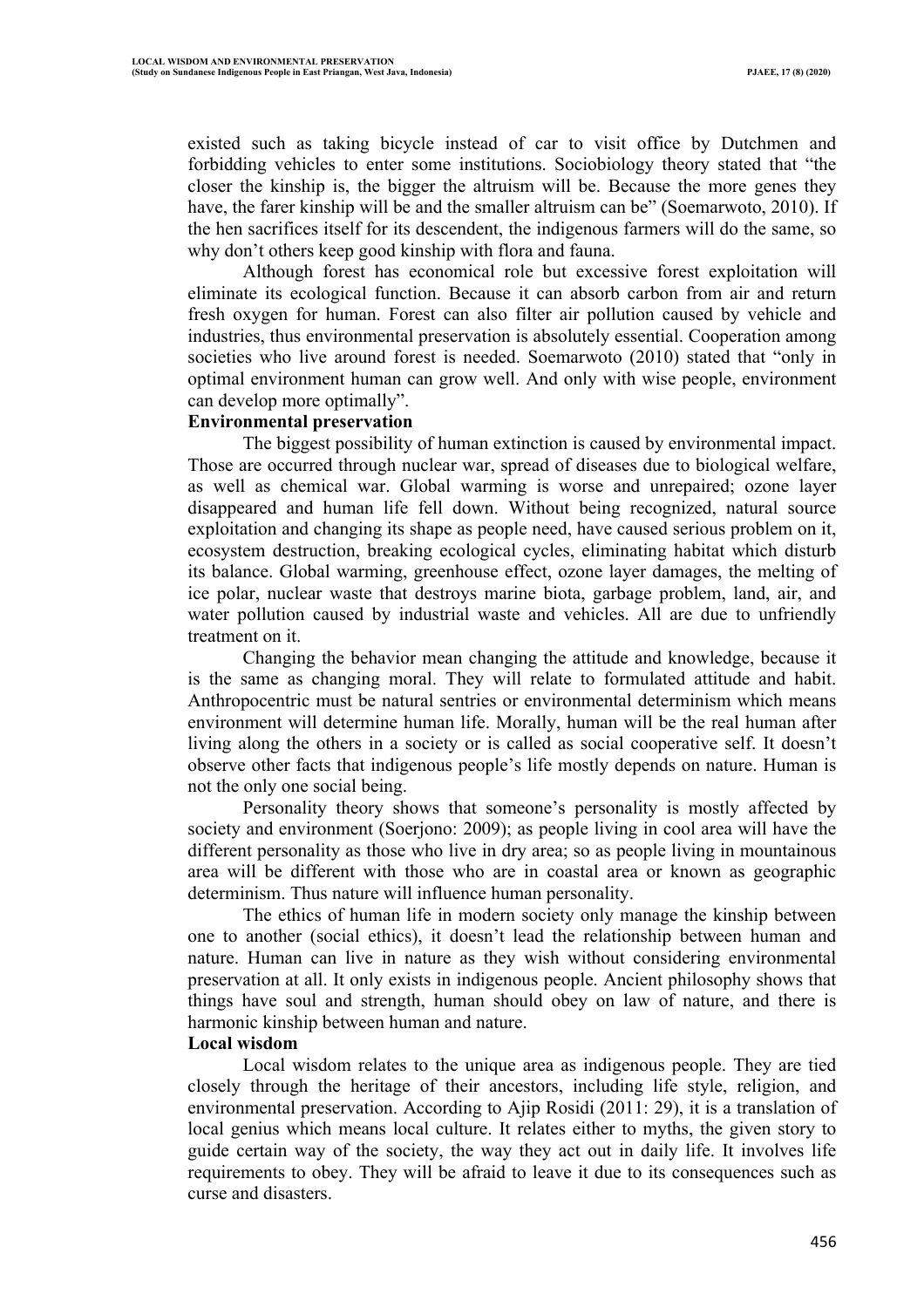existed such as taking bicycle instead of car to visit office by Dutchmen and forbidding vehicles to enter some institutions. Sociobiology theory stated that "the closer the kinship is, the bigger the altruism will be. Because the more genes they have, the farer kinship will be and the smaller altruism can be" (Soemarwoto, 2010). If the hen sacrifices itself for its descendent, the indigenous farmers will do the same, so why don't others keep good kinship with flora and fauna.

Although forest has economical role but excessive forest exploitation will eliminate its ecological function. Because it can absorb carbon from air and return fresh oxygen for human. Forest can also filter air pollution caused by vehicle and industries, thus environmental preservation is absolutely essential. Cooperation among societies who live around forest is needed. Soemarwoto (2010) stated that "only in optimal environment human can grow well. And only with wise people, environment can develop more optimally".

**Environmental preservation**

The biggest possibility of human extinction is caused by environmental impact. Those are occurred through nuclear war, spread of diseases due to biological welfare, as well as chemical war. Global warming is worse and unrepaired; ozone layer disappeared and human life fell down. Without being recognized, natural source exploitation and changing its shape as people need, have caused serious problem on it, ecosystem destruction, breaking ecological cycles, eliminating habitat which disturb its balance. Global warming, greenhouse effect, ozone layer damages, the melting of ice polar, nuclear waste that destroys marine biota, garbage problem, land, air, and water pollution caused by industrial waste and vehicles. All are due to unfriendly treatment on it.

Changing the behavior mean changing the attitude and knowledge, because it is the same as changing moral. They will relate to formulated attitude and habit. Anthropocentric must be natural sentries or environmental determinism which means environment will determine human life. Morally, human will be the real human after living along the others in a society or is called as social cooperative self. It doesn't observe other facts that indigenous people's life mostly depends on nature. Human is not the only one social being.

Personality theory shows that someone's personality is mostly affected by society and environment (Soerjono: 2009); as people living in cool area will have the different personality as those who live in dry area; so as people living in mountainous area will be different with those who are in coastal area or known as geographic determinism. Thus nature will influence human personality.

The ethics of human life in modern society only manage the kinship between one to another (social ethics), it doesn't lead the relationship between human and nature. Human can live in nature as they wish without considering environmental preservation at all. It only exists in indigenous people. Ancient philosophy shows that things have soul and strength, human should obey on law of nature, and there is harmonic kinship between human and nature.

**Local wisdom**

Local wisdom relates to the unique area as indigenous people. They are tied closely through the heritage of their ancestors, including life style, religion, and environmental preservation. According to Ajip Rosidi (2011: 29), it is a translation of local genius which means local culture. It relates either to myths, the given story to guide certain way of the society, the way they act out in daily life. It involves life requirements to obey. They will be afraid to leave it due to its consequences such as curse and disasters.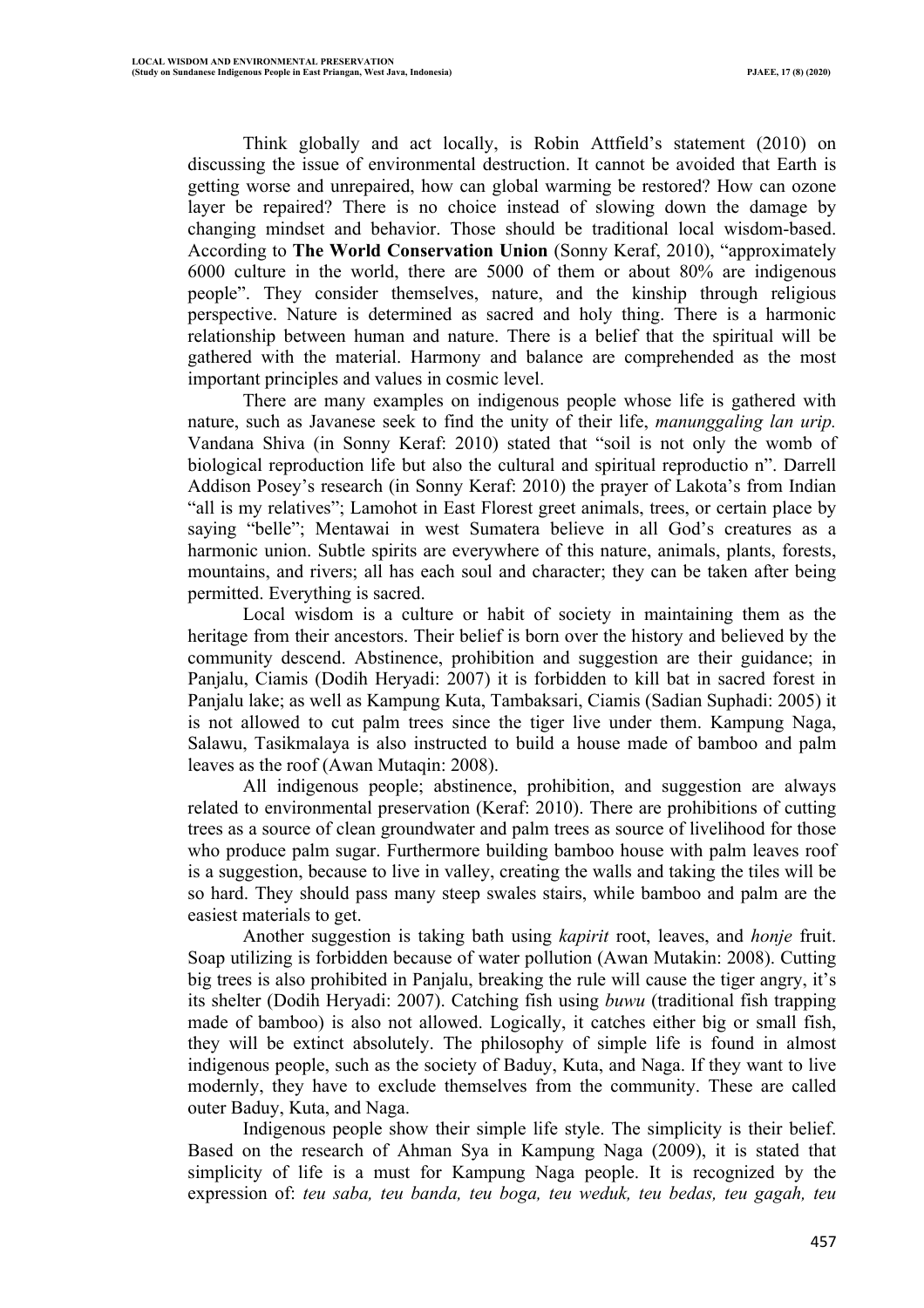Think globally and act locally, is Robin Attfield's statement (2010) on discussing the issue of environmental destruction. It cannot be avoided that Earth is getting worse and unrepaired, how can global warming be restored? How can ozone layer be repaired? There is no choice instead of slowing down the damage by changing mindset and behavior. Those should be traditional local wisdom-based. According to **The World Conservation Union** (Sonny Keraf, 2010), "approximately 6000 culture in the world, there are 5000 of them or about 80% are indigenous people". They consider themselves, nature, and the kinship through religious perspective. Nature is determined as sacred and holy thing. There is a harmonic relationship between human and nature. There is a belief that the spiritual will be gathered with the material. Harmony and balance are comprehended as the most important principles and values in cosmic level.

There are many examples on indigenous people whose life is gathered with nature, such as Javanese seek to find the unity of their life, *manunggaling lan urip.* Vandana Shiva (in Sonny Keraf: 2010) stated that "soil is not only the womb of biological reproduction life but also the cultural and spiritual reproductio n". Darrell Addison Posey's research (in Sonny Keraf: 2010) the prayer of Lakota's from Indian "all is my relatives"; Lamohot in East Florest greet animals, trees, or certain place by saying "belle"; Mentawai in west Sumatera believe in all God's creatures as a harmonic union. Subtle spirits are everywhere of this nature, animals, plants, forests, mountains, and rivers; all has each soul and character; they can be taken after being permitted. Everything is sacred.

Local wisdom is a culture or habit of society in maintaining them as the heritage from their ancestors. Their belief is born over the history and believed by the community descend. Abstinence, prohibition and suggestion are their guidance; in Panjalu, Ciamis (Dodih Heryadi: 2007) it is forbidden to kill bat in sacred forest in Panjalu lake; as well as Kampung Kuta, Tambaksari, Ciamis (Sadian Suphadi: 2005) it is not allowed to cut palm trees since the tiger live under them. Kampung Naga, Salawu, Tasikmalaya is also instructed to build a house made of bamboo and palm leaves as the roof (Awan Mutaqin: 2008).

All indigenous people; abstinence, prohibition, and suggestion are always related to environmental preservation (Keraf: 2010). There are prohibitions of cutting trees as a source of clean groundwater and palm trees as source of livelihood for those who produce palm sugar. Furthermore building bamboo house with palm leaves roof is a suggestion, because to live in valley, creating the walls and taking the tiles will be so hard. They should pass many steep swales stairs, while bamboo and palm are the easiest materials to get.

Another suggestion is taking bath using *kapirit* root, leaves, and *honje* fruit. Soap utilizing is forbidden because of water pollution (Awan Mutakin: 2008). Cutting big trees is also prohibited in Panjalu, breaking the rule will cause the tiger angry, it's its shelter (Dodih Heryadi: 2007). Catching fish using *buwu* (traditional fish trapping made of bamboo) is also not allowed. Logically, it catches either big or small fish, they will be extinct absolutely. The philosophy of simple life is found in almost indigenous people, such as the society of Baduy, Kuta, and Naga. If they want to live modernly, they have to exclude themselves from the community. These are called outer Baduy, Kuta, and Naga.

Indigenous people show their simple life style. The simplicity is their belief. Based on the research of Ahman Sya in Kampung Naga (2009), it is stated that simplicity of life is a must for Kampung Naga people. It is recognized by the expression of: *teu saba, teu banda, teu boga, teu weduk, teu bedas, teu gagah, teu*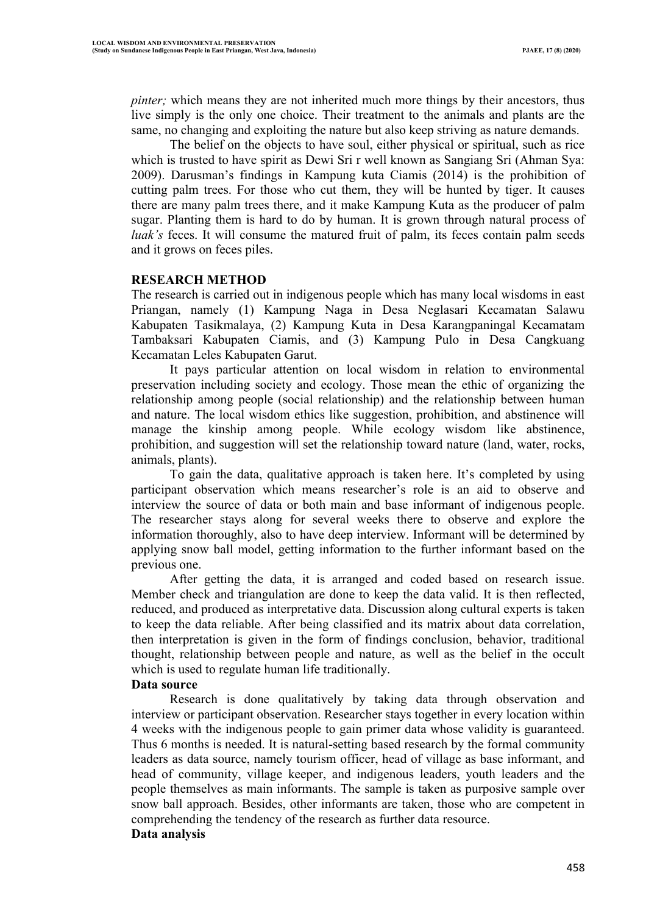*pinter;* which means they are not inherited much more things by their ancestors, thus live simply is the only one choice. Their treatment to the animals and plants are the same, no changing and exploiting the nature but also keep striving as nature demands.

The belief on the objects to have soul, either physical or spiritual, such as rice which is trusted to have spirit as Dewi Sri r well known as Sangiang Sri (Ahman Sya: 2009). Darusman's findings in Kampung kuta Ciamis (2014) is the prohibition of cutting palm trees. For those who cut them, they will be hunted by tiger. It causes there are many palm trees there, and it make Kampung Kuta as the producer of palm sugar. Planting them is hard to do by human. It is grown through natural process of *luak's* feces. It will consume the matured fruit of palm, its feces contain palm seeds and it grows on feces piles.

## RESEARCH METHOD

The research is carried out in indigenous people which has many local wisdoms in east Priangan, namely (1) Kampung Naga in Desa Neglasari Kecamatan Salawu Kabupaten Tasikmalaya, (2) Kampung Kuta in Desa Karangpaningal Kecamatam Tambaksari Kabupaten Ciamis, and (3) Kampung Pulo in Desa Cangkuang Kecamatan Leles Kabupaten Garut.

It pays particular attention on local wisdom in relation to environmental preservation including society and ecology. Those mean the ethic of organizing the relationship among people (social relationship) and the relationship between human and nature. The local wisdom ethics like suggestion, prohibition, and abstinence will manage the kinship among people. While ecology wisdom like abstinence, prohibition, and suggestion will set the relationship toward nature (land, water, rocks, animals, plants).

To gain the data, qualitative approach is taken here. It's completed by using participant observation which means researcher's role is an aid to observe and interview the source of data or both main and base informant of indigenous people. The researcher stays along for several weeks there to observe and explore the information thoroughly, also to have deep interview. Informant will be determined by applying snow ball model, getting information to the further informant based on the previous one.

After getting the data, it is arranged and coded based on research issue. Member check and triangulation are done to keep the data valid. It is then reflected, reduced, and produced as interpretative data. Discussion along cultural experts is taken to keep the data reliable. After being classified and its matrix about data correlation, then interpretation is given in the form of findings conclusion, behavior, traditional thought, relationship between people and nature, as well as the belief in the occult which is used to regulate human life traditionally.

### Data source

Research is done qualitatively by taking data through observation and interview or participant observation. Researcher stays together in every location within 4 weeks with the indigenous people to gain primer data whose validity is guaranteed. Thus 6 months is needed. It is natural-setting based research by the formal community leaders as data source, namely tourism officer, head of village as base informant, and head of community, village keeper, and indigenous leaders, youth leaders and the people themselves as main informants. The sample is taken as purposive sample over snow ball approach. Besides, other informants are taken, those who are competent in comprehending the tendency of the research as further data resource.

### Data analysis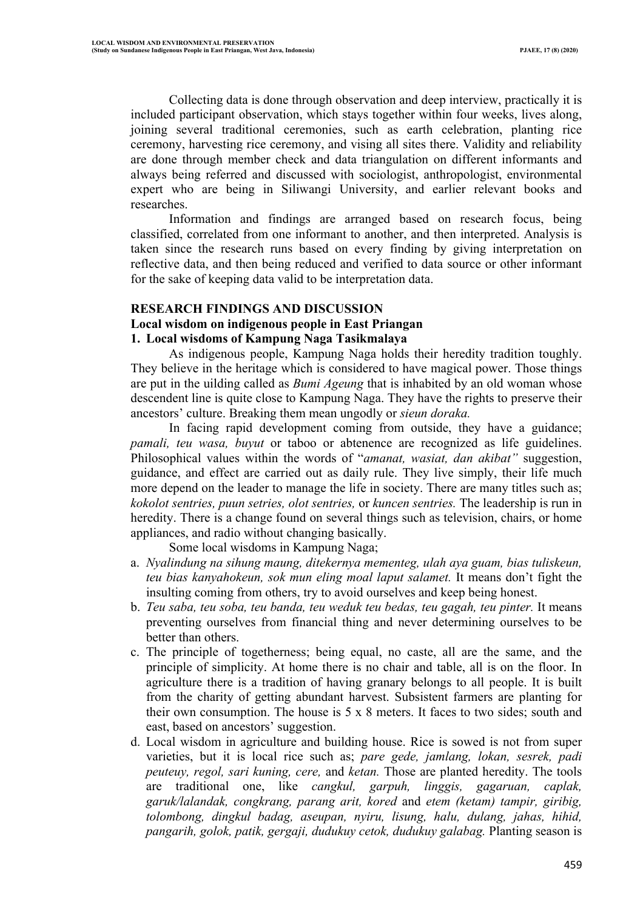Collecting data is done through observation and deep interview, practically it is included participant observation, which stays together within four weeks, lives along, joining several traditional ceremonies, such as earth celebration, planting rice ceremony, harvesting rice ceremony, and vising all sites there. Validity and reliability are done through member check and data triangulation on different informants and always being referred and discussed with sociologist, anthropologist, environmental expert who are being in Siliwangi University, and earlier relevant books and researches.

Information and findings are arranged based on research focus, being classified, correlated from one informant to another, and then interpreted. Analysis is taken since the research runs based on every finding by giving interpretation on reflective data, and then being reduced and verified to data source or other informant for the sake of keeping data valid to be interpretation data.

## RESEARCH FINDINGS AND DISCUSSION

### Local wisdom on indigenous people in East Priangan

#### 1. Local wisdoms of Kampung Naga Tasikmalaya

As indigenous people, Kampung Naga holds their heredity tradition toughly. They believe in the heritage which is considered to have magical power. Those things are put in the uilding called as *Bumi Ageung* that is inhabited by an old woman whose descendent line is quite close to Kampung Naga. They have the rights to preserve their ancestors' culture. Breaking them mean ungodly or *sieun doraka.*

In facing rapid development coming from outside, they have a guidance; *pamali, teu wasa, buyut* or taboo or abtenence are recognized as life guidelines. Philosophical values within the words of "*amanat, wasiat, dan akibat"* suggestion, guidance, and effect are carried out as daily rule. They live simply, their life much more depend on the leader to manage the life in society. There are many titles such as; *kokolot sentries, puun setries, olot sentries,* or *kuncen sentries.* The leadership is run in heredity. There is a change found on several things such as television, chairs, or home appliances, and radio without changing basically.

Some local wisdoms in Kampung Naga;

a. *Nyalindung na sihung maung, ditekernya mementeg, ulah aya guam, bias tuliskeun, teu bias kanyahokeun, sok mun eling moal laput salamet.* It means don't fight the insulting coming from others, try to avoid ourselves and keep being honest.
b. *Teu saba, teu soba, teu banda, teu weduk teu bedas, teu gagah, teu pinter.* It means preventing ourselves from financial thing and never determining ourselves to be better than others.
c. The principle of togetherness; being equal, no caste, all are the same, and the principle of simplicity. At home there is no chair and table, all is on the floor. In agriculture there is a tradition of having granary belongs to all people. It is built from the charity of getting abundant harvest. Subsistent farmers are planting for their own consumption. The house is 5 x 8 meters. It faces to two sides; south and east, based on ancestors' suggestion.
d. Local wisdom in agriculture and building house. Rice is sowed is not from super varieties, but it is local rice such as; *pare gede, jamlang, lokan, sesrek, padi peuteuy, regol, sari kuning, cere,* and *ketan.* Those are planted heredity. The tools are traditional one, like *cangkul, garpuh, linggis, gagaruan, caplak, garuk/lalandak, congkrang, parang arit, kored* and *etem (ketam) tampir, giribig, tolombong, dingkul badag, aseupan, nyiru, lisung, halu, dulang, jahas, hihid, pangarih, golok, patik, gergaji, dudukuy cetok, dudukuy galabag.* Planting season is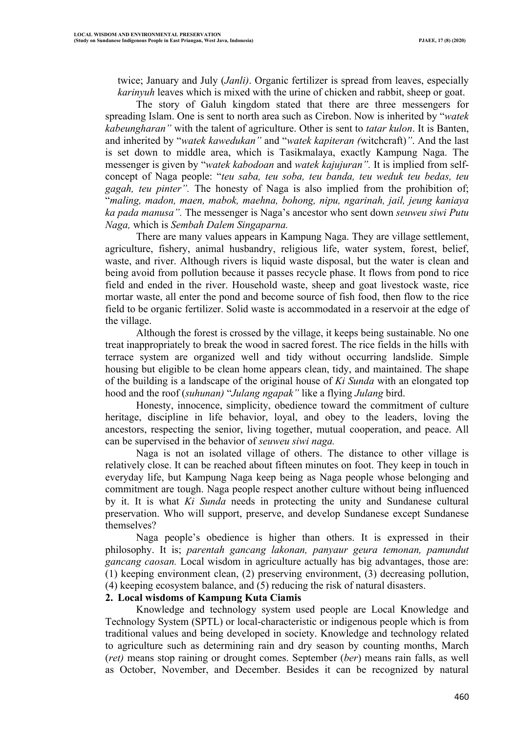twice; January and July (*Janli)*. Organic fertilizer is spread from leaves, especially *karinyuh* leaves which is mixed with the urine of chicken and rabbit, sheep or goat.

The story of Galuh kingdom stated that there are three messengers for spreading Islam. One is sent to north area such as Cirebon. Now is inherited by "*watek kabeungharan"* with the talent of agriculture. Other is sent to *tatar kulon*. It is Banten, and inherited by "*watek kawedukan"* and "*watek kapiteran (*witchcraft)*"*. And the last is set down to middle area, which is Tasikmalaya, exactly Kampung Naga. The messenger is given by "*watek kabodoan* and *watek kajujuran".* It is implied from self-concept of Naga people: "*teu saba, teu soba, teu banda, teu weduk teu bedas, teu gagah, teu pinter".* The honesty of Naga is also implied from the prohibition of; "*maling, madon, maen, mabok, maehna, bohong, nipu, ngarinah, jail, jeung kaniaya ka pada manusa".* The messenger is Naga's ancestor who sent down *seuweu siwi Putu Naga,* which is *Sembah Dalem Singaparna.*

There are many values appears in Kampung Naga. They are village settlement, agriculture, fishery, animal husbandry, religious life, water system, forest, belief, waste, and river. Although rivers is liquid waste disposal, but the water is clean and being avoid from pollution because it passes recycle phase. It flows from pond to rice field and ended in the river. Household waste, sheep and goat livestock waste, rice mortar waste, all enter the pond and become source of fish food, then flow to the rice field to be organic fertilizer. Solid waste is accommodated in a reservoir at the edge of the village.

Although the forest is crossed by the village, it keeps being sustainable. No one treat inappropriately to break the wood in sacred forest. The rice fields in the hills with terrace system are organized well and tidy without occurring landslide. Simple housing but eligible to be clean home appears clean, tidy, and maintained. The shape of the building is a landscape of the original house of *Ki Sunda* with an elongated top hood and the roof (*suhunan)* "*Julang ngapak"* like a flying *Julang* bird.

Honesty, innocence, simplicity, obedience toward the commitment of culture heritage, discipline in life behavior, loyal, and obey to the leaders, loving the ancestors, respecting the senior, living together, mutual cooperation, and peace. All can be supervised in the behavior of *seuweu siwi naga.*

Naga is not an isolated village of others. The distance to other village is relatively close. It can be reached about fifteen minutes on foot. They keep in touch in everyday life, but Kampung Naga keep being as Naga people whose belonging and commitment are tough. Naga people respect another culture without being influenced by it. It is what *Ki Sunda* needs in protecting the unity and Sundanese cultural preservation. Who will support, preserve, and develop Sundanese except Sundanese themselves?

Naga people's obedience is higher than others. It is expressed in their philosophy. It is; *parentah gancang lakonan, panyaur geura temonan, pamundut gancang caosan.* Local wisdom in agriculture actually has big advantages, those are: (1) keeping environment clean, (2) preserving environment, (3) decreasing pollution, (4) keeping ecosystem balance, and (5) reducing the risk of natural disasters.

**2. Local wisdoms of Kampung Kuta Ciamis**

Knowledge and technology system used people are Local Knowledge and Technology System (SPTL) or local-characteristic or indigenous people which is from traditional values and being developed in society. Knowledge and technology related to agriculture such as determining rain and dry season by counting months, March (*ret)* means stop raining or drought comes. September (*ber*) means rain falls, as well as October, November, and December. Besides it can be recognized by natural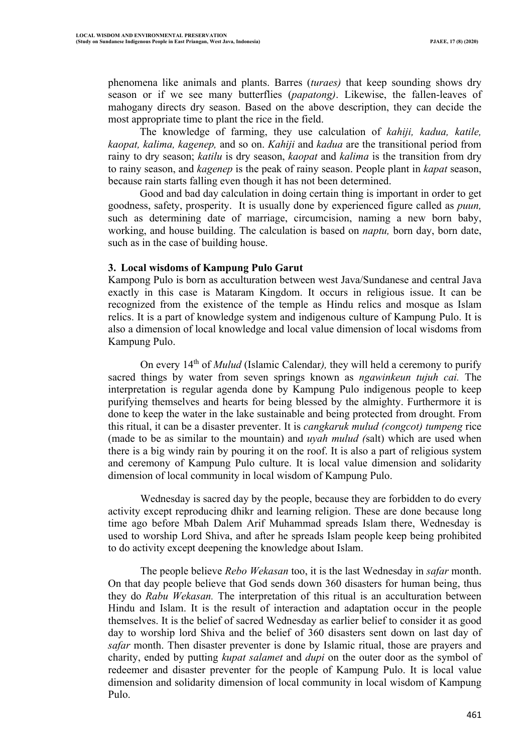phenomena like animals and plants. Barres (*turaes)* that keep sounding shows dry season or if we see many butterflies (*papatong)*. Likewise, the fallen-leaves of mahogany directs dry season. Based on the above description, they can decide the most appropriate time to plant the rice in the field.

The knowledge of farming, they use calculation of *kahiji, kadua, katile, kaopat, kalima, kagenep,* and so on. *Kahiji* and *kadua* are the transitional period from rainy to dry season; *katilu* is dry season, *kaopat* and *kalima* is the transition from dry to rainy season, and *kagenep* is the peak of rainy season. People plant in *kapat* season, because rain starts falling even though it has not been determined.

Good and bad day calculation in doing certain thing is important in order to get goodness, safety, prosperity. It is usually done by experienced figure called as *puun,* such as determining date of marriage, circumcision, naming a new born baby, working, and house building. The calculation is based on *naptu,* born day, born date, such as in the case of building house.

### 3. Local wisdoms of Kampung Pulo Garut

Kampong Pulo is born as acculturation between west Java/Sundanese and central Java exactly in this case is Mataram Kingdom. It occurs in religious issue. It can be recognized from the existence of the temple as Hindu relics and mosque as Islam relics. It is a part of knowledge system and indigenous culture of Kampung Pulo. It is also a dimension of local knowledge and local value dimension of local wisdoms from Kampung Pulo.

On every 14th of *Mulud* (Islamic Calendar*),* they will held a ceremony to purify sacred things by water from seven springs known as *ngawinkeun tujuh cai.* The interpretation is regular agenda done by Kampung Pulo indigenous people to keep purifying themselves and hearts for being blessed by the almighty. Furthermore it is done to keep the water in the lake sustainable and being protected from drought. From this ritual, it can be a disaster preventer. It is *cangkaruk mulud (congcot) tumpeng* rice (made to be as similar to the mountain) and *uyah mulud (*salt) which are used when there is a big windy rain by pouring it on the roof. It is also a part of religious system and ceremony of Kampung Pulo culture. It is local value dimension and solidarity dimension of local community in local wisdom of Kampung Pulo.

Wednesday is sacred day by the people, because they are forbidden to do every activity except reproducing dhikr and learning religion. These are done because long time ago before Mbah Dalem Arif Muhammad spreads Islam there, Wednesday is used to worship Lord Shiva, and after he spreads Islam people keep being prohibited to do activity except deepening the knowledge about Islam.

The people believe *Rebo Wekasan* too, it is the last Wednesday in *safar* month. On that day people believe that God sends down 360 disasters for human being, thus they do *Rabu Wekasan.* The interpretation of this ritual is an acculturation between Hindu and Islam. It is the result of interaction and adaptation occur in the people themselves. It is the belief of sacred Wednesday as earlier belief to consider it as good day to worship lord Shiva and the belief of 360 disasters sent down on last day of *safar* month. Then disaster preventer is done by Islamic ritual, those are prayers and charity, ended by putting *kupat salamet* and *dupi* on the outer door as the symbol of redeemer and disaster preventer for the people of Kampung Pulo. It is local value dimension and solidarity dimension of local community in local wisdom of Kampung Pulo.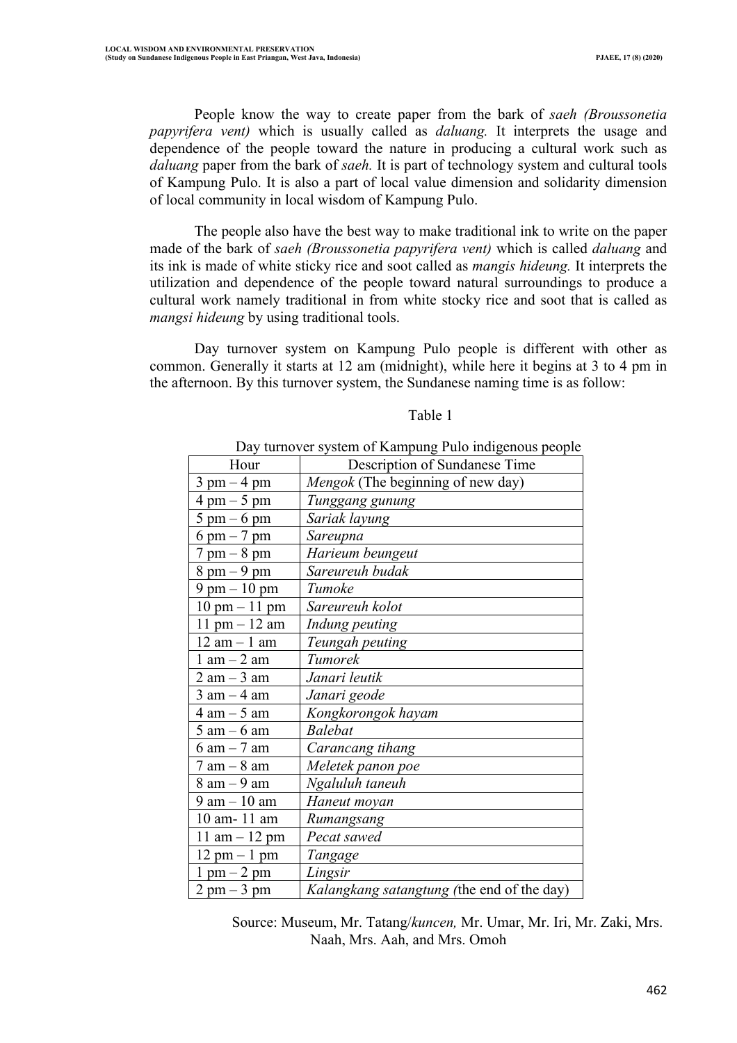People know the way to create paper from the bark of *saeh (Broussonetia papyrifera vent)* which is usually called as *daluang.* It interprets the usage and dependence of the people toward the nature in producing a cultural work such as *daluang* paper from the bark of *saeh.* It is part of technology system and cultural tools of Kampung Pulo. It is also a part of local value dimension and solidarity dimension of local community in local wisdom of Kampung Pulo.

The people also have the best way to make traditional ink to write on the paper made of the bark of *saeh (Broussonetia papyrifera vent)* which is called *daluang* and its ink is made of white sticky rice and soot called as *mangis hideung.* It interprets the utilization and dependence of the people toward natural surroundings to produce a cultural work namely traditional in from white stocky rice and soot that is called as *mangsi hideung* by using traditional tools.

Day turnover system on Kampung Pulo people is different with other as common. Generally it starts at 12 am (midnight), while here it begins at 3 to 4 pm in the afternoon. By this turnover system, the Sundanese naming time is as follow:

Table 1

Day turnover system of Kampung Pulo indigenous people

| Hour | Description of Sundanese Time |
|---|---|
| 3 pm – 4 pm | *Mengok* (The beginning of new day) |
| 4 pm – 5 pm | *Tunggang gunung* |
| 5 pm – 6 pm | *Sariak layung* |
| 6 pm – 7 pm | *Sareupna* |
| 7 pm – 8 pm | *Harieum beungeut* |
| 8 pm – 9 pm | *Sareureuh budak* |
| 9 pm – 10 pm | *Tumoke* |
| 10 pm – 11 pm | *Sareureuh kolot* |
| 11 pm – 12 am | *Indung peuting* |
| 12 am – 1 am | *Teungah peuting* |
| 1 am – 2 am | *Tumorek* |
| 2 am – 3 am | *Janari leutik* |
| 3 am – 4 am | *Janari geode* |
| 4 am – 5 am | *Kongkorongok hayam* |
| 5 am – 6 am | *Balebat* |
| 6 am – 7 am | *Carancang tihang* |
| 7 am – 8 am | *Meletek panon poe* |
| 8 am – 9 am | *Ngaluluh taneuh* |
| 9 am – 10 am | *Haneut moyan* |
| 10 am- 11 am | *Rumangsang* |
| 11 am – 12 pm | *Pecat sawed* |
| 12 pm – 1 pm | *Tangage* |
| 1 pm – 2 pm | *Lingsir* |
| 2 pm – 3 pm | *Kalangkang satangtung (*the end of the day) |

Source: Museum, Mr. Tatang/*kuncen,* Mr. Umar, Mr. Iri, Mr. Zaki, Mrs. Naah, Mrs. Aah, and Mrs. Omoh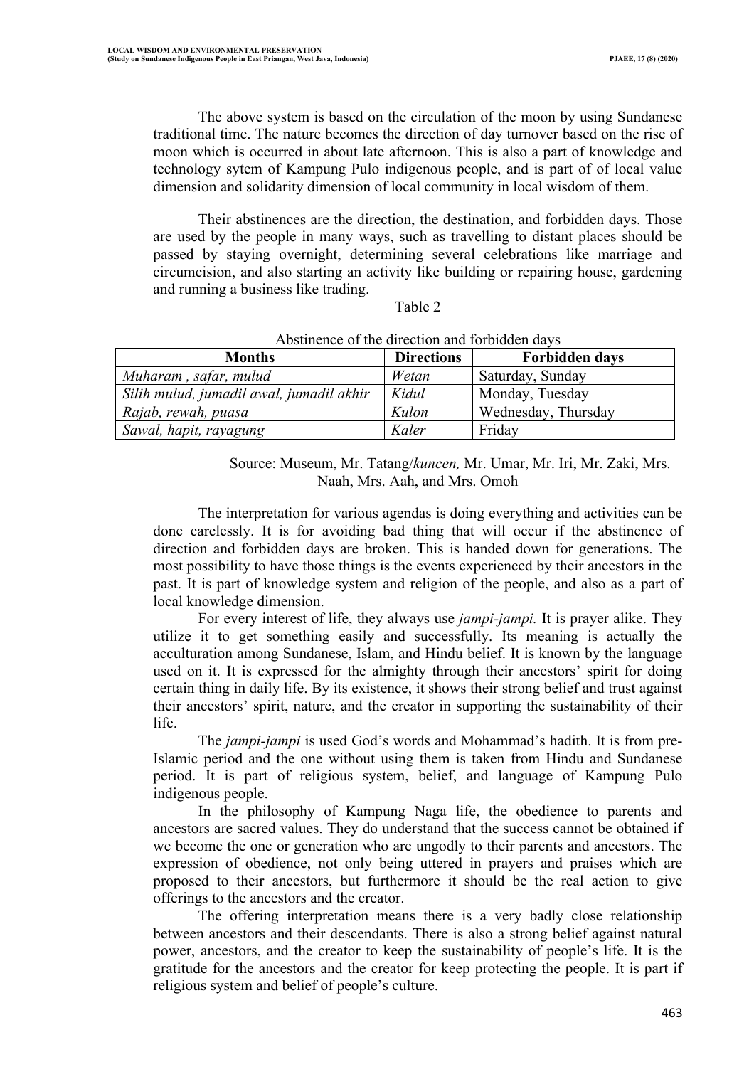The above system is based on the circulation of the moon by using Sundanese traditional time. The nature becomes the direction of day turnover based on the rise of moon which is occurred in about late afternoon. This is also a part of knowledge and technology sytem of Kampung Pulo indigenous people, and is part of of local value dimension and solidarity dimension of local community in local wisdom of them.

Their abstinences are the direction, the destination, and forbidden days. Those are used by the people in many ways, such as travelling to distant places should be passed by staying overnight, determining several celebrations like marriage and circumcision, and also starting an activity like building or repairing house, gardening and running a business like trading.

Table 2

Abstinence of the direction and forbidden days

| Months | Directions | Forbidden days |
|---|---|---|
| *Muharam , safar, mulud* | *Wetan* | Saturday, Sunday |
| *Silih mulud, jumadil awal, jumadil akhir* | *Kidul* | Monday, Tuesday |
| *Rajab, rewah, puasa* | *Kulon* | Wednesday, Thursday |
| *Sawal, hapit, rayagung* | *Kaler* | Friday |

Source: Museum, Mr. Tatang/*kuncen,* Mr. Umar, Mr. Iri, Mr. Zaki, Mrs. Naah, Mrs. Aah, and Mrs. Omoh

The interpretation for various agendas is doing everything and activities can be done carelessly. It is for avoiding bad thing that will occur if the abstinence of direction and forbidden days are broken. This is handed down for generations. The most possibility to have those things is the events experienced by their ancestors in the past. It is part of knowledge system and religion of the people, and also as a part of local knowledge dimension.

For every interest of life, they always use *jampi-jampi.* It is prayer alike. They utilize it to get something easily and successfully. Its meaning is actually the acculturation among Sundanese, Islam, and Hindu belief. It is known by the language used on it. It is expressed for the almighty through their ancestors' spirit for doing certain thing in daily life. By its existence, it shows their strong belief and trust against their ancestors' spirit, nature, and the creator in supporting the sustainability of their life.

The *jampi-jampi* is used God's words and Mohammad's hadith. It is from pre-Islamic period and the one without using them is taken from Hindu and Sundanese period. It is part of religious system, belief, and language of Kampung Pulo indigenous people.

In the philosophy of Kampung Naga life, the obedience to parents and ancestors are sacred values. They do understand that the success cannot be obtained if we become the one or generation who are ungodly to their parents and ancestors. The expression of obedience, not only being uttered in prayers and praises which are proposed to their ancestors, but furthermore it should be the real action to give offerings to the ancestors and the creator.

The offering interpretation means there is a very badly close relationship between ancestors and their descendants. There is also a strong belief against natural power, ancestors, and the creator to keep the sustainability of people's life. It is the gratitude for the ancestors and the creator for keep protecting the people. It is part if religious system and belief of people's culture.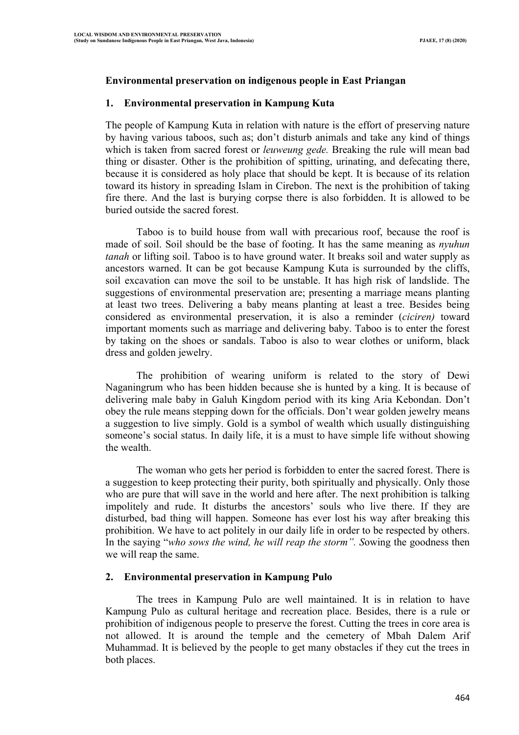**Environmental preservation on indigenous people in East Priangan**

**1. Environmental preservation in Kampung Kuta**

The people of Kampung Kuta in relation with nature is the effort of preserving nature by having various taboos, such as; don't disturb animals and take any kind of things which is taken from sacred forest or *leuweung gede.* Breaking the rule will mean bad thing or disaster. Other is the prohibition of spitting, urinating, and defecating there, because it is considered as holy place that should be kept. It is because of its relation toward its history in spreading Islam in Cirebon. The next is the prohibition of taking fire there. And the last is burying corpse there is also forbidden. It is allowed to be buried outside the sacred forest.

Taboo is to build house from wall with precarious roof, because the roof is made of soil. Soil should be the base of footing. It has the same meaning as *nyuhun tanah* or lifting soil. Taboo is to have ground water. It breaks soil and water supply as ancestors warned. It can be got because Kampung Kuta is surrounded by the cliffs, soil excavation can move the soil to be unstable. It has high risk of landslide. The suggestions of environmental preservation are; presenting a marriage means planting at least two trees. Delivering a baby means planting at least a tree. Besides being considered as environmental preservation, it is also a reminder (*ciciren)* toward important moments such as marriage and delivering baby. Taboo is to enter the forest by taking on the shoes or sandals. Taboo is also to wear clothes or uniform, black dress and golden jewelry.

The prohibition of wearing uniform is related to the story of Dewi Naganingrum who has been hidden because she is hunted by a king. It is because of delivering male baby in Galuh Kingdom period with its king Aria Kebondan. Don't obey the rule means stepping down for the officials. Don't wear golden jewelry means a suggestion to live simply. Gold is a symbol of wealth which usually distinguishing someone's social status. In daily life, it is a must to have simple life without showing the wealth.

The woman who gets her period is forbidden to enter the sacred forest. There is a suggestion to keep protecting their purity, both spiritually and physically. Only those who are pure that will save in the world and here after. The next prohibition is talking impolitely and rude. It disturbs the ancestors' souls who live there. If they are disturbed, bad thing will happen. Someone has ever lost his way after breaking this prohibition. We have to act politely in our daily life in order to be respected by others. In the saying "*who sows the wind, he will reap the storm". S*owing the goodness then we will reap the same.

**2. Environmental preservation in Kampung Pulo**

The trees in Kampung Pulo are well maintained. It is in relation to have Kampung Pulo as cultural heritage and recreation place. Besides, there is a rule or prohibition of indigenous people to preserve the forest. Cutting the trees in core area is not allowed. It is around the temple and the cemetery of Mbah Dalem Arif Muhammad. It is believed by the people to get many obstacles if they cut the trees in both places.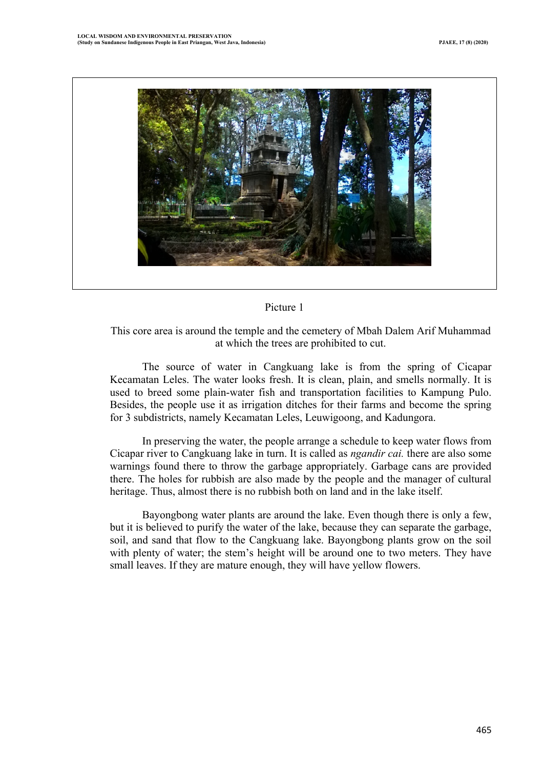Picture 1

This core area is around the temple and the cemetery of Mbah Dalem Arif Muhammad at which the trees are prohibited to cut.

The source of water in Cangkuang lake is from the spring of Cicapar Kecamatan Leles. The water looks fresh. It is clean, plain, and smells normally. It is used to breed some plain-water fish and transportation facilities to Kampung Pulo. Besides, the people use it as irrigation ditches for their farms and become the spring for 3 subdistricts, namely Kecamatan Leles, Leuwigoong, and Kadungora.

In preserving the water, the people arrange a schedule to keep water flows from Cicapar river to Cangkuang lake in turn. It is called as *ngandir cai.* there are also some warnings found there to throw the garbage appropriately. Garbage cans are provided there. The holes for rubbish are also made by the people and the manager of cultural heritage. Thus, almost there is no rubbish both on land and in the lake itself.

Bayongbong water plants are around the lake. Even though there is only a few, but it is believed to purify the water of the lake, because they can separate the garbage, soil, and sand that flow to the Cangkuang lake. Bayongbong plants grow on the soil with plenty of water; the stem's height will be around one to two meters. They have small leaves. If they are mature enough, they will have yellow flowers.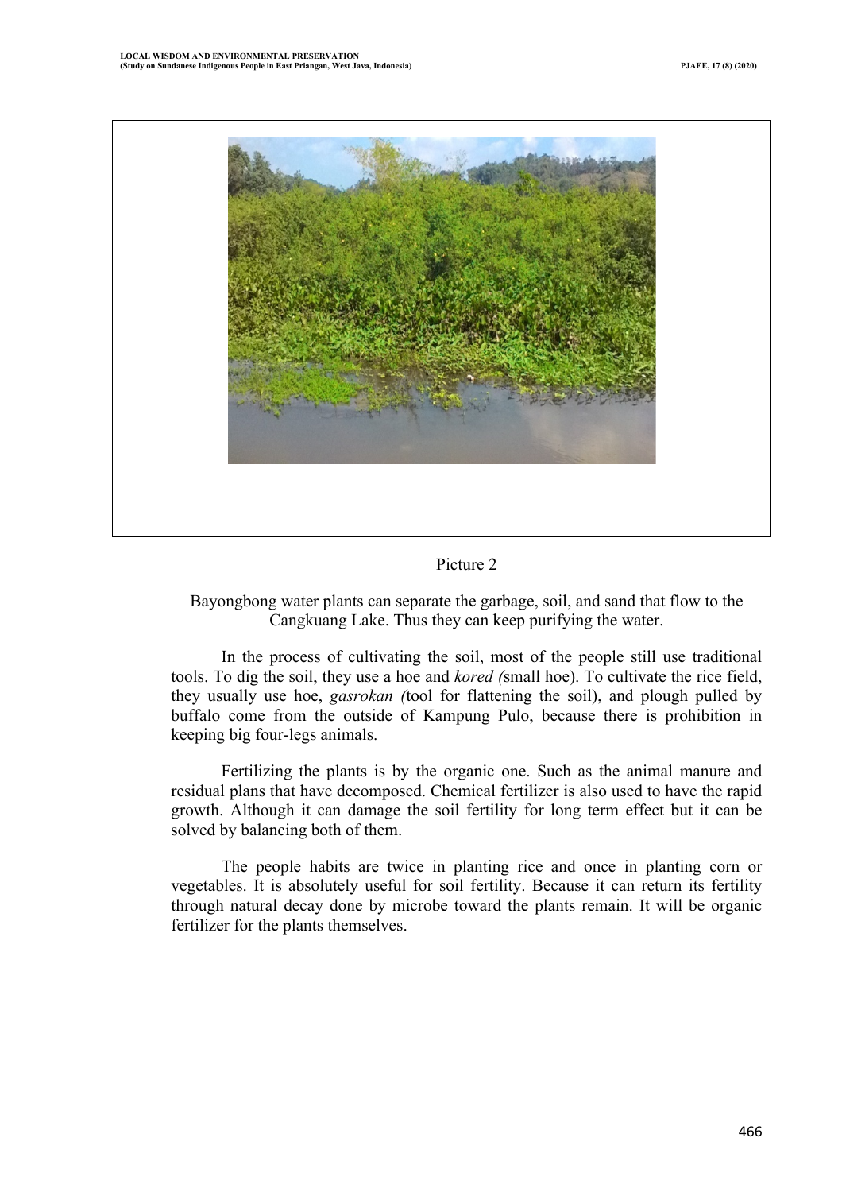Picture 2

Bayongbong water plants can separate the garbage, soil, and sand that flow to the Cangkuang Lake. Thus they can keep purifying the water.

In the process of cultivating the soil, most of the people still use traditional tools. To dig the soil, they use a hoe and *kored (*small hoe). To cultivate the rice field, they usually use hoe, *gasrokan (*tool for flattening the soil), and plough pulled by buffalo come from the outside of Kampung Pulo, because there is prohibition in keeping big four-legs animals.

Fertilizing the plants is by the organic one. Such as the animal manure and residual plans that have decomposed. Chemical fertilizer is also used to have the rapid growth. Although it can damage the soil fertility for long term effect but it can be solved by balancing both of them.

The people habits are twice in planting rice and once in planting corn or vegetables. It is absolutely useful for soil fertility. Because it can return its fertility through natural decay done by microbe toward the plants remain. It will be organic fertilizer for the plants themselves.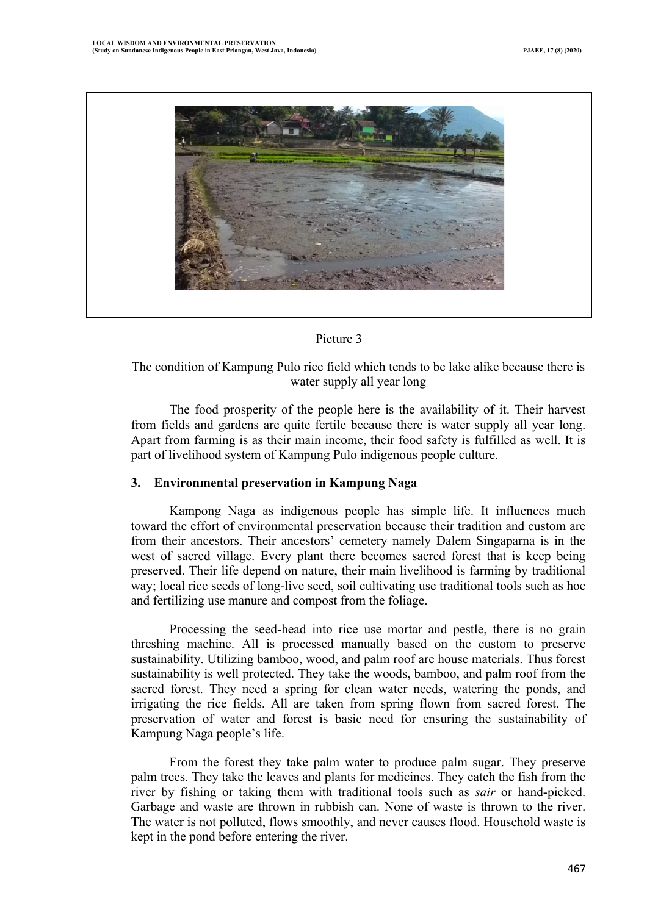Picture 3

The condition of Kampung Pulo rice field which tends to be lake alike because there is water supply all year long

The food prosperity of the people here is the availability of it. Their harvest from fields and gardens are quite fertile because there is water supply all year long. Apart from farming is as their main income, their food safety is fulfilled as well. It is part of livelihood system of Kampung Pulo indigenous people culture.

### 3. Environmental preservation in Kampung Naga

Kampong Naga as indigenous people has simple life. It influences much toward the effort of environmental preservation because their tradition and custom are from their ancestors. Their ancestors' cemetery namely Dalem Singaparna is in the west of sacred village. Every plant there becomes sacred forest that is keep being preserved. Their life depend on nature, their main livelihood is farming by traditional way; local rice seeds of long-live seed, soil cultivating use traditional tools such as hoe and fertilizing use manure and compost from the foliage.

Processing the seed-head into rice use mortar and pestle, there is no grain threshing machine. All is processed manually based on the custom to preserve sustainability. Utilizing bamboo, wood, and palm roof are house materials. Thus forest sustainability is well protected. They take the woods, bamboo, and palm roof from the sacred forest. They need a spring for clean water needs, watering the ponds, and irrigating the rice fields. All are taken from spring flown from sacred forest. The preservation of water and forest is basic need for ensuring the sustainability of Kampung Naga people's life.

From the forest they take palm water to produce palm sugar. They preserve palm trees. They take the leaves and plants for medicines. They catch the fish from the river by fishing or taking them with traditional tools such as *sair* or hand-picked. Garbage and waste are thrown in rubbish can. None of waste is thrown to the river. The water is not polluted, flows smoothly, and never causes flood. Household waste is kept in the pond before entering the river.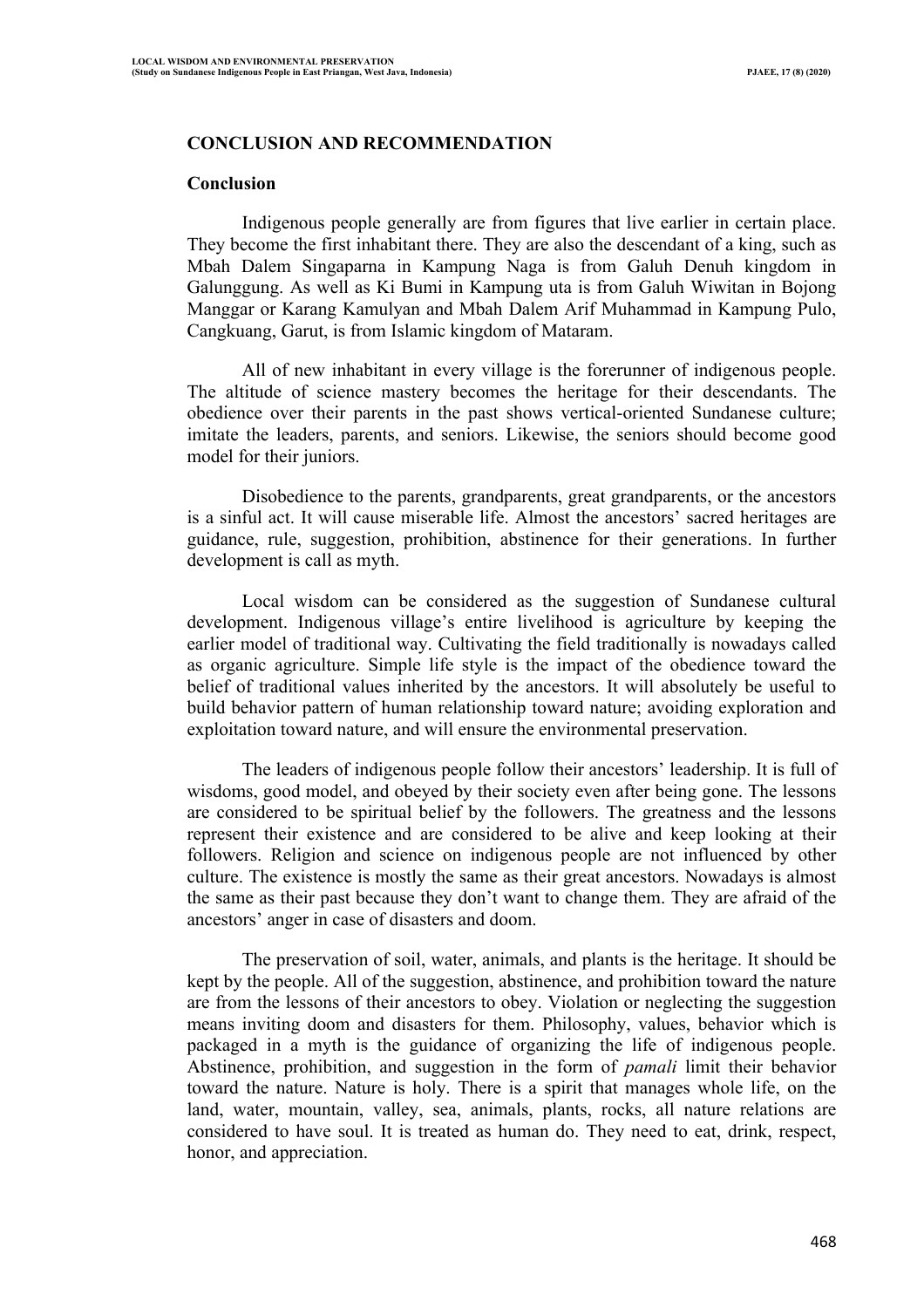## CONCLUSION AND RECOMMENDATION

### Conclusion

Indigenous people generally are from figures that live earlier in certain place. They become the first inhabitant there. They are also the descendant of a king, such as Mbah Dalem Singaparna in Kampung Naga is from Galuh Denuh kingdom in Galunggung. As well as Ki Bumi in Kampung uta is from Galuh Wiwitan in Bojong Manggar or Karang Kamulyan and Mbah Dalem Arif Muhammad in Kampung Pulo, Cangkuang, Garut, is from Islamic kingdom of Mataram.

All of new inhabitant in every village is the forerunner of indigenous people. The altitude of science mastery becomes the heritage for their descendants. The obedience over their parents in the past shows vertical-oriented Sundanese culture; imitate the leaders, parents, and seniors. Likewise, the seniors should become good model for their juniors.

Disobedience to the parents, grandparents, great grandparents, or the ancestors is a sinful act. It will cause miserable life. Almost the ancestors' sacred heritages are guidance, rule, suggestion, prohibition, abstinence for their generations. In further development is call as myth.

Local wisdom can be considered as the suggestion of Sundanese cultural development. Indigenous village's entire livelihood is agriculture by keeping the earlier model of traditional way. Cultivating the field traditionally is nowadays called as organic agriculture. Simple life style is the impact of the obedience toward the belief of traditional values inherited by the ancestors. It will absolutely be useful to build behavior pattern of human relationship toward nature; avoiding exploration and exploitation toward nature, and will ensure the environmental preservation.

The leaders of indigenous people follow their ancestors' leadership. It is full of wisdoms, good model, and obeyed by their society even after being gone. The lessons are considered to be spiritual belief by the followers. The greatness and the lessons represent their existence and are considered to be alive and keep looking at their followers. Religion and science on indigenous people are not influenced by other culture. The existence is mostly the same as their great ancestors. Nowadays is almost the same as their past because they don't want to change them. They are afraid of the ancestors' anger in case of disasters and doom.

The preservation of soil, water, animals, and plants is the heritage. It should be kept by the people. All of the suggestion, abstinence, and prohibition toward the nature are from the lessons of their ancestors to obey. Violation or neglecting the suggestion means inviting doom and disasters for them. Philosophy, values, behavior which is packaged in a myth is the guidance of organizing the life of indigenous people. Abstinence, prohibition, and suggestion in the form of *pamali* limit their behavior toward the nature. Nature is holy. There is a spirit that manages whole life, on the land, water, mountain, valley, sea, animals, plants, rocks, all nature relations are considered to have soul. It is treated as human do. They need to eat, drink, respect, honor, and appreciation.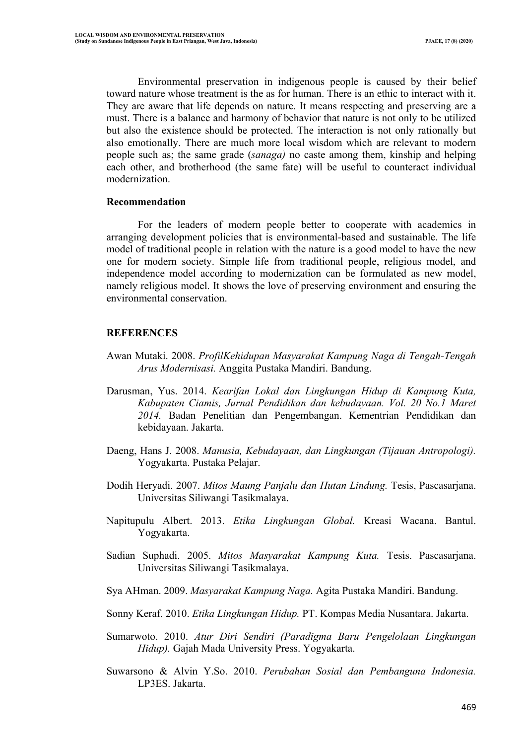Environmental preservation in indigenous people is caused by their belief toward nature whose treatment is the as for human. There is an ethic to interact with it. They are aware that life depends on nature. It means respecting and preserving are a must. There is a balance and harmony of behavior that nature is not only to be utilized but also the existence should be protected. The interaction is not only rationally but also emotionally. There are much more local wisdom which are relevant to modern people such as; the same grade (*sanaga)* no caste among them, kinship and helping each other, and brotherhood (the same fate) will be useful to counteract individual modernization.

**Recommendation**

For the leaders of modern people better to cooperate with academics in arranging development policies that is environmental-based and sustainable. The life model of traditional people in relation with the nature is a good model to have the new one for modern society. Simple life from traditional people, religious model, and independence model according to modernization can be formulated as new model, namely religious model. It shows the love of preserving environment and ensuring the environmental conservation.

## REFERENCES

Awan Mutaki. 2008. *ProfilKehidupan Masyarakat Kampung Naga di Tengah-Tengah Arus Modernisasi.* Anggita Pustaka Mandiri. Bandung.

Darusman, Yus. 2014. *Kearifan Lokal dan Lingkungan Hidup di Kampung Kuta, Kabupaten Ciamis, Jurnal Pendidikan dan kebudayaan. Vol. 20 No.1 Maret 2014.* Badan Penelitian dan Pengembangan. Kementrian Pendidikan dan kebidayaan. Jakarta.

Daeng, Hans J. 2008. *Manusia, Kebudayaan, dan Lingkungan (Tijauan Antropologi).* Yogyakarta. Pustaka Pelajar.

Dodih Heryadi. 2007. *Mitos Maung Panjalu dan Hutan Lindung.* Tesis, Pascasarjana. Universitas Siliwangi Tasikmalaya.

Napitupulu Albert. 2013. *Etika Lingkungan Global.* Kreasi Wacana. Bantul. Yogyakarta.

Sadian Suphadi. 2005. *Mitos Masyarakat Kampung Kuta.* Tesis. Pascasarjana. Universitas Siliwangi Tasikmalaya.

Sya AHman. 2009. *Masyarakat Kampung Naga.* Agita Pustaka Mandiri. Bandung.

Sonny Keraf. 2010. *Etika Lingkungan Hidup.* PT. Kompas Media Nusantara. Jakarta.

Sumarwoto. 2010. *Atur Diri Sendiri (Paradigma Baru Pengelolaan Lingkungan Hidup).* Gajah Mada University Press. Yogyakarta.

Suwarsono & Alvin Y.So. 2010. *Perubahan Sosial dan Pembanguna Indonesia.* LP3ES. Jakarta.